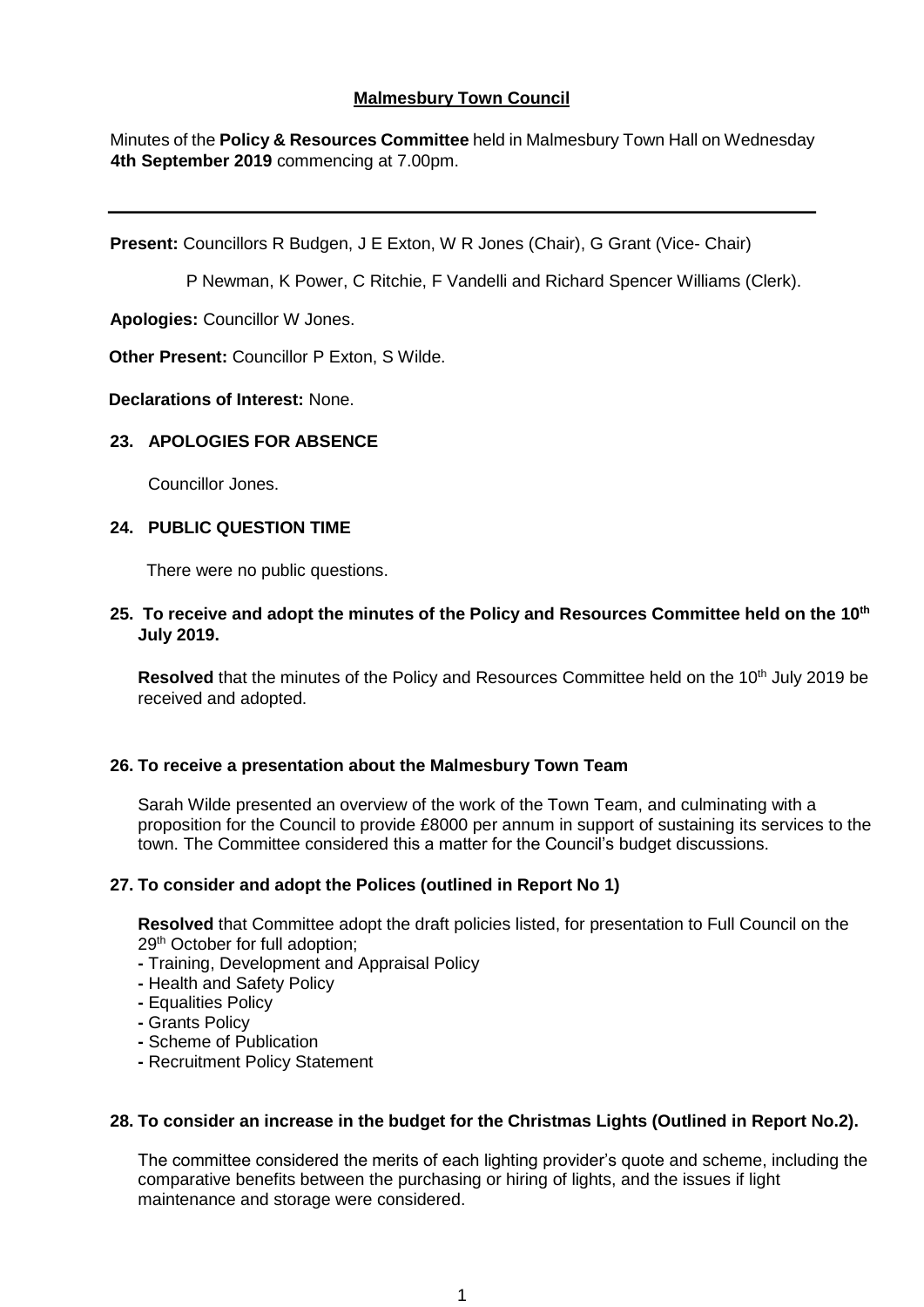# Malmesbury Town Council

Minutes of the **Policy & Resources Committee** held in Malmesbury Town Hall on Wednesday **4th September 2019** commencing at 7.00pm.

---

**Present:** Councillors R Budgen, J E Exton, W R Jones (Chair), G Grant (Vice- Chair)

P Newman, K Power, C Ritchie, F Vandelli and Richard Spencer Williams (Clerk).

**Apologies:** Councillor W Jones.

**Other Present:** Councillor P Exton, S Wilde.

**Declarations of Interest:** None.

## 23. APOLOGIES FOR ABSENCE

Councillor Jones.

## 24. PUBLIC QUESTION TIME

There were no public questions.

## 25. To receive and adopt the minutes of the Policy and Resources Committee held on the 10th July 2019.

**Resolved** that the minutes of the Policy and Resources Committee held on the 10th July 2019 be received and adopted.

## 26. To receive a presentation about the Malmesbury Town Team

Sarah Wilde presented an overview of the work of the Town Team, and culminating with a proposition for the Council to provide £8000 per annum in support of sustaining its services to the town. The Committee considered this a matter for the Council's budget discussions.

## 27. To consider and adopt the Polices (outlined in Report No 1)

**Resolved** that Committee adopt the draft policies listed, for presentation to Full Council on the 29th October for full adoption;

- Training, Development and Appraisal Policy
- Health and Safety Policy
- Equalities Policy
- Grants Policy
- Scheme of Publication
- Recruitment Policy Statement

## 28. To consider an increase in the budget for the Christmas Lights (Outlined in Report No.2).

The committee considered the merits of each lighting provider's quote and scheme, including the comparative benefits between the purchasing or hiring of lights, and the issues if light maintenance and storage were considered.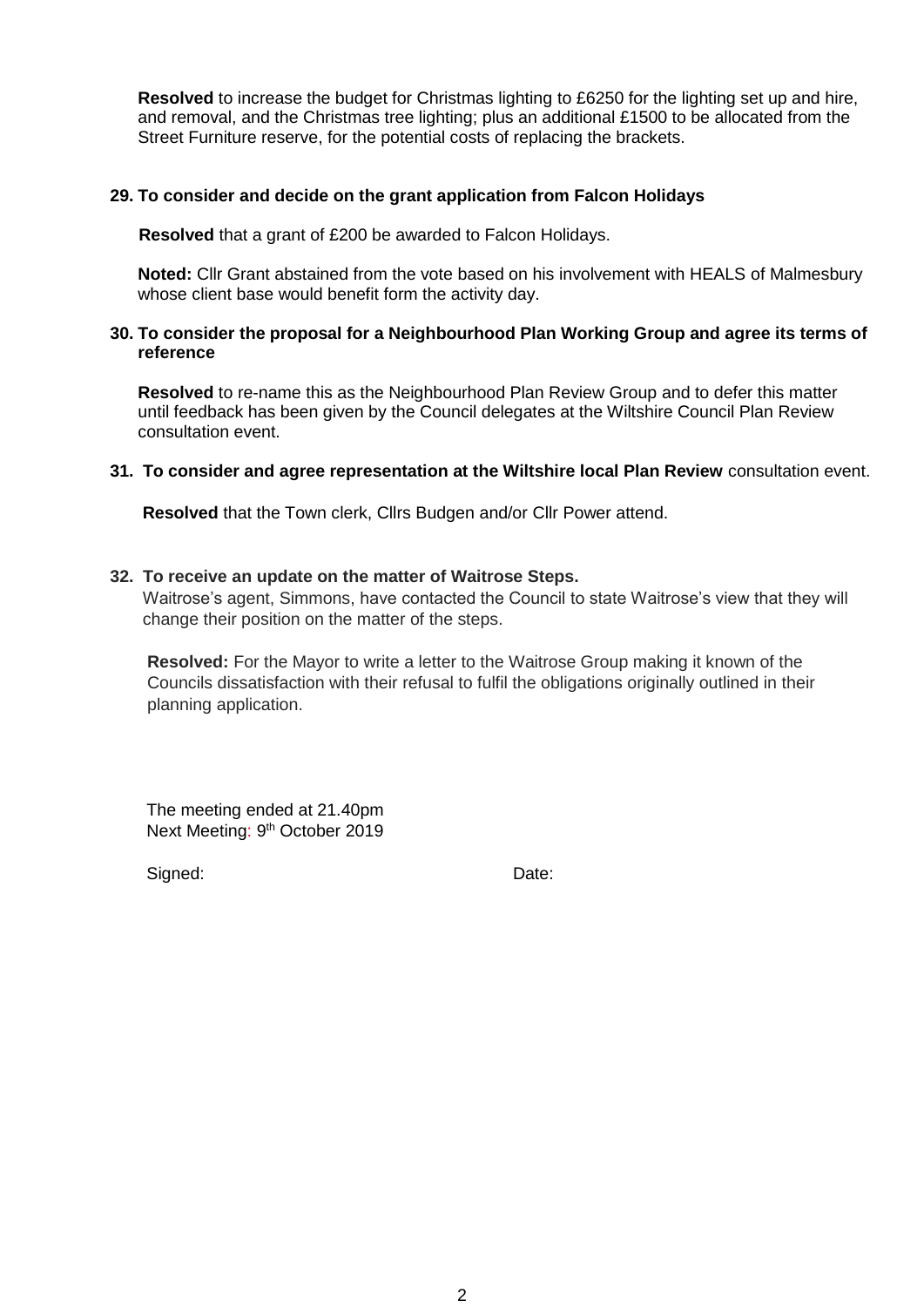**Resolved** to increase the budget for Christmas lighting to £6250 for the lighting set up and hire, and removal, and the Christmas tree lighting; plus an additional £1500 to be allocated from the Street Furniture reserve, for the potential costs of replacing the brackets.

**29. To consider and decide on the grant application from Falcon Holidays**

**Resolved** that a grant of £200 be awarded to Falcon Holidays.

**Noted:** Cllr Grant abstained from the vote based on his involvement with HEALS of Malmesbury whose client base would benefit form the activity day.

**30. To consider the proposal for a Neighbourhood Plan Working Group and agree its terms of reference**

**Resolved** to re-name this as the Neighbourhood Plan Review Group and to defer this matter until feedback has been given by the Council delegates at the Wiltshire Council Plan Review consultation event.

**31. To consider and agree representation at the Wiltshire local Plan Review** consultation event.

**Resolved** that the Town clerk, Cllrs Budgen and/or Cllr Power attend.

**32. To receive an update on the matter of Waitrose Steps.**

Waitrose's agent, Simmons, have contacted the Council to state Waitrose's view that they will change their position on the matter of the steps.

**Resolved:** For the Mayor to write a letter to the Waitrose Group making it known of the Councils dissatisfaction with their refusal to fulfil the obligations originally outlined in their planning application.

The meeting ended at 21.40pm
Next Meeting: 9th October 2019

Signed: Date: